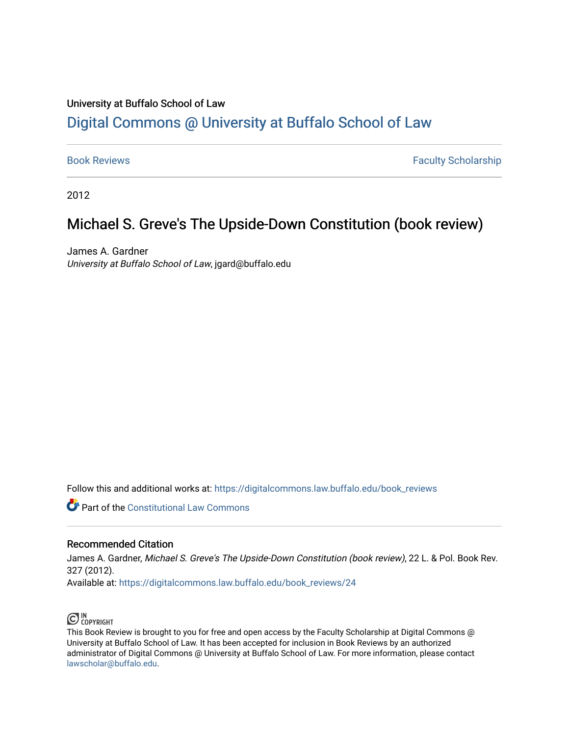University at Buffalo School of Law

# Digital Commons @ University at Buffalo School of Law

Book Reviews | Faculty Scholarship

2012

## Michael S. Greve's The Upside-Down Constitution (book review)

James A. Gardner
*University at Buffalo School of Law*, jgard@buffalo.edu

Follow this and additional works at: https://digitalcommons.law.buffalo.edu/book_reviews

Part of the Constitutional Law Commons

### Recommended Citation

James A. Gardner, *Michael S. Greve's The Upside-Down Constitution (book review)*, 22 L. & Pol. Book Rev. 327 (2012).
Available at: https://digitalcommons.law.buffalo.edu/book_reviews/24

IN COPYRIGHT

This Book Review is brought to you for free and open access by the Faculty Scholarship at Digital Commons @ University at Buffalo School of Law. It has been accepted for inclusion in Book Reviews by an authorized administrator of Digital Commons @ University at Buffalo School of Law. For more information, please contact lawscholar@buffalo.edu.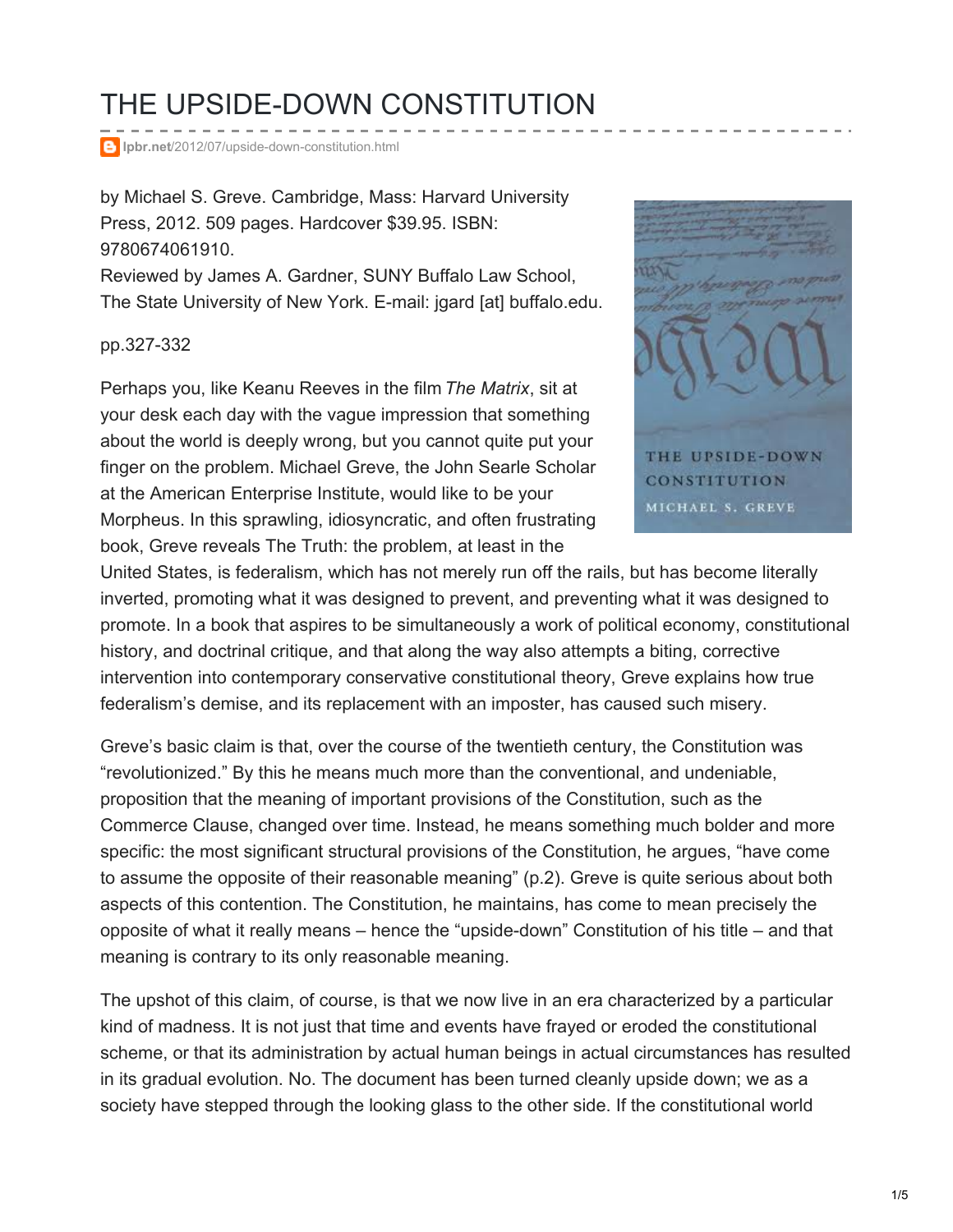# THE UPSIDE-DOWN CONSTITUTION

lpbr.net/2012/07/upside-down-constitution.html

by Michael S. Greve. Cambridge, Mass: Harvard University Press, 2012. 509 pages. Hardcover $39.95. ISBN: 9780674061910.

Reviewed by James A. Gardner, SUNY Buffalo Law School, The State University of New York. E-mail: jgard [at] buffalo.edu.

pp.327-332

Perhaps you, like Keanu Reeves in the film *The Matrix*, sit at your desk each day with the vague impression that something about the world is deeply wrong, but you cannot quite put your finger on the problem. Michael Greve, the John Searle Scholar at the American Enterprise Institute, would like to be your Morpheus. In this sprawling, idiosyncratic, and often frustrating book, Greve reveals The Truth: the problem, at least in the United States, is federalism, which has not merely run off the rails, but has become literally inverted, promoting what it was designed to prevent, and preventing what it was designed to promote. In a book that aspires to be simultaneously a work of political economy, constitutional history, and doctrinal critique, and that along the way also attempts a biting, corrective intervention into contemporary conservative constitutional theory, Greve explains how true federalism's demise, and its replacement with an imposter, has caused such misery.

Greve's basic claim is that, over the course of the twentieth century, the Constitution was "revolutionized." By this he means much more than the conventional, and undeniable, proposition that the meaning of important provisions of the Constitution, such as the Commerce Clause, changed over time. Instead, he means something much bolder and more specific: the most significant structural provisions of the Constitution, he argues, "have come to assume the opposite of their reasonable meaning" (p.2). Greve is quite serious about both aspects of this contention. The Constitution, he maintains, has come to mean precisely the opposite of what it really means – hence the "upside-down" Constitution of his title – and that meaning is contrary to its only reasonable meaning.

The upshot of this claim, of course, is that we now live in an era characterized by a particular kind of madness. It is not just that time and events have frayed or eroded the constitutional scheme, or that its administration by actual human beings in actual circumstances has resulted in its gradual evolution. No. The document has been turned cleanly upside down; we as a society have stepped through the looking glass to the other side. If the constitutional world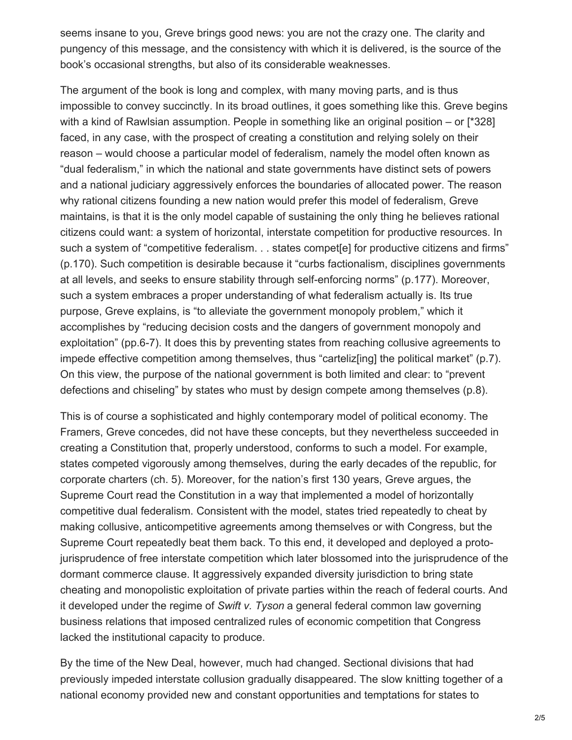seems insane to you, Greve brings good news: you are not the crazy one. The clarity and pungency of this message, and the consistency with which it is delivered, is the source of the book's occasional strengths, but also of its considerable weaknesses.

The argument of the book is long and complex, with many moving parts, and is thus impossible to convey succinctly. In its broad outlines, it goes something like this. Greve begins with a kind of Rawlsian assumption. People in something like an original position – or [*328] faced, in any case, with the prospect of creating a constitution and relying solely on their reason – would choose a particular model of federalism, namely the model often known as "dual federalism," in which the national and state governments have distinct sets of powers and a national judiciary aggressively enforces the boundaries of allocated power. The reason why rational citizens founding a new nation would prefer this model of federalism, Greve maintains, is that it is the only model capable of sustaining the only thing he believes rational citizens could want: a system of horizontal, interstate competition for productive resources. In such a system of "competitive federalism. . . states compet[e] for productive citizens and firms" (p.170). Such competition is desirable because it "curbs factionalism, disciplines governments at all levels, and seeks to ensure stability through self-enforcing norms" (p.177). Moreover, such a system embraces a proper understanding of what federalism actually is. Its true purpose, Greve explains, is "to alleviate the government monopoly problem," which it accomplishes by "reducing decision costs and the dangers of government monopoly and exploitation" (pp.6-7). It does this by preventing states from reaching collusive agreements to impede effective competition among themselves, thus "carteliz[ing] the political market" (p.7). On this view, the purpose of the national government is both limited and clear: to "prevent defections and chiseling" by states who must by design compete among themselves (p.8).

This is of course a sophisticated and highly contemporary model of political economy. The Framers, Greve concedes, did not have these concepts, but they nevertheless succeeded in creating a Constitution that, properly understood, conforms to such a model. For example, states competed vigorously among themselves, during the early decades of the republic, for corporate charters (ch. 5). Moreover, for the nation's first 130 years, Greve argues, the Supreme Court read the Constitution in a way that implemented a model of horizontally competitive dual federalism. Consistent with the model, states tried repeatedly to cheat by making collusive, anticompetitive agreements among themselves or with Congress, but the Supreme Court repeatedly beat them back. To this end, it developed and deployed a proto-jurisprudence of free interstate competition which later blossomed into the jurisprudence of the dormant commerce clause. It aggressively expanded diversity jurisdiction to bring state cheating and monopolistic exploitation of private parties within the reach of federal courts. And it developed under the regime of *Swift v. Tyson* a general federal common law governing business relations that imposed centralized rules of economic competition that Congress lacked the institutional capacity to produce.

By the time of the New Deal, however, much had changed. Sectional divisions that had previously impeded interstate collusion gradually disappeared. The slow knitting together of a national economy provided new and constant opportunities and temptations for states to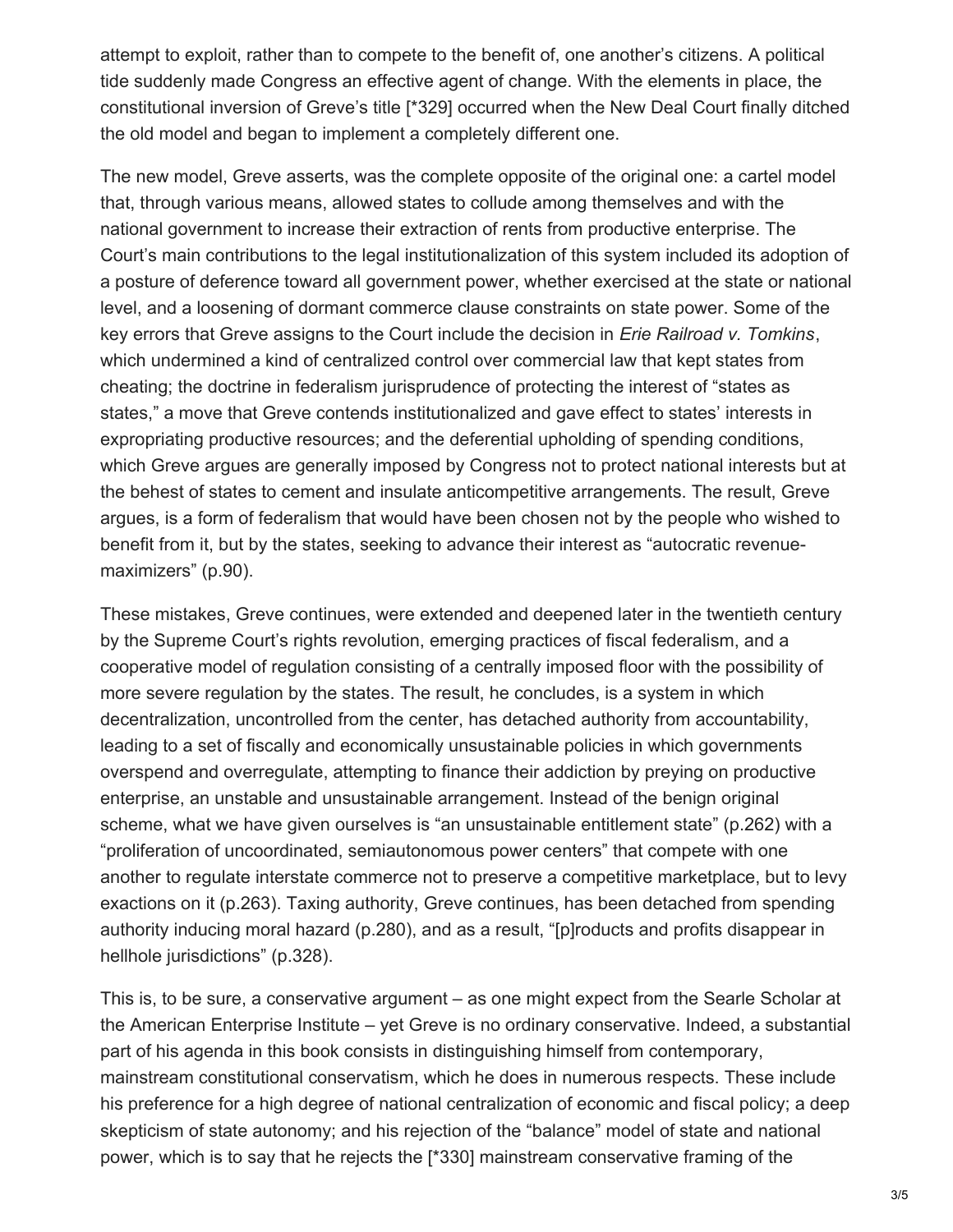attempt to exploit, rather than to compete to the benefit of, one another's citizens. A political tide suddenly made Congress an effective agent of change. With the elements in place, the constitutional inversion of Greve's title [*329] occurred when the New Deal Court finally ditched the old model and began to implement a completely different one.

The new model, Greve asserts, was the complete opposite of the original one: a cartel model that, through various means, allowed states to collude among themselves and with the national government to increase their extraction of rents from productive enterprise. The Court's main contributions to the legal institutionalization of this system included its adoption of a posture of deference toward all government power, whether exercised at the state or national level, and a loosening of dormant commerce clause constraints on state power. Some of the key errors that Greve assigns to the Court include the decision in *Erie Railroad v. Tomkins*, which undermined a kind of centralized control over commercial law that kept states from cheating; the doctrine in federalism jurisprudence of protecting the interest of "states as states," a move that Greve contends institutionalized and gave effect to states' interests in expropriating productive resources; and the deferential upholding of spending conditions, which Greve argues are generally imposed by Congress not to protect national interests but at the behest of states to cement and insulate anticompetitive arrangements. The result, Greve argues, is a form of federalism that would have been chosen not by the people who wished to benefit from it, but by the states, seeking to advance their interest as "autocratic revenue-maximizers" (p.90).

These mistakes, Greve continues, were extended and deepened later in the twentieth century by the Supreme Court's rights revolution, emerging practices of fiscal federalism, and a cooperative model of regulation consisting of a centrally imposed floor with the possibility of more severe regulation by the states. The result, he concludes, is a system in which decentralization, uncontrolled from the center, has detached authority from accountability, leading to a set of fiscally and economically unsustainable policies in which governments overspend and overregulate, attempting to finance their addiction by preying on productive enterprise, an unstable and unsustainable arrangement. Instead of the benign original scheme, what we have given ourselves is "an unsustainable entitlement state" (p.262) with a "proliferation of uncoordinated, semiautonomous power centers" that compete with one another to regulate interstate commerce not to preserve a competitive marketplace, but to levy exactions on it (p.263). Taxing authority, Greve continues, has been detached from spending authority inducing moral hazard (p.280), and as a result, "[p]roducts and profits disappear in hellhole jurisdictions" (p.328).

This is, to be sure, a conservative argument – as one might expect from the Searle Scholar at the American Enterprise Institute – yet Greve is no ordinary conservative. Indeed, a substantial part of his agenda in this book consists in distinguishing himself from contemporary, mainstream constitutional conservatism, which he does in numerous respects. These include his preference for a high degree of national centralization of economic and fiscal policy; a deep skepticism of state autonomy; and his rejection of the "balance" model of state and national power, which is to say that he rejects the [*330] mainstream conservative framing of the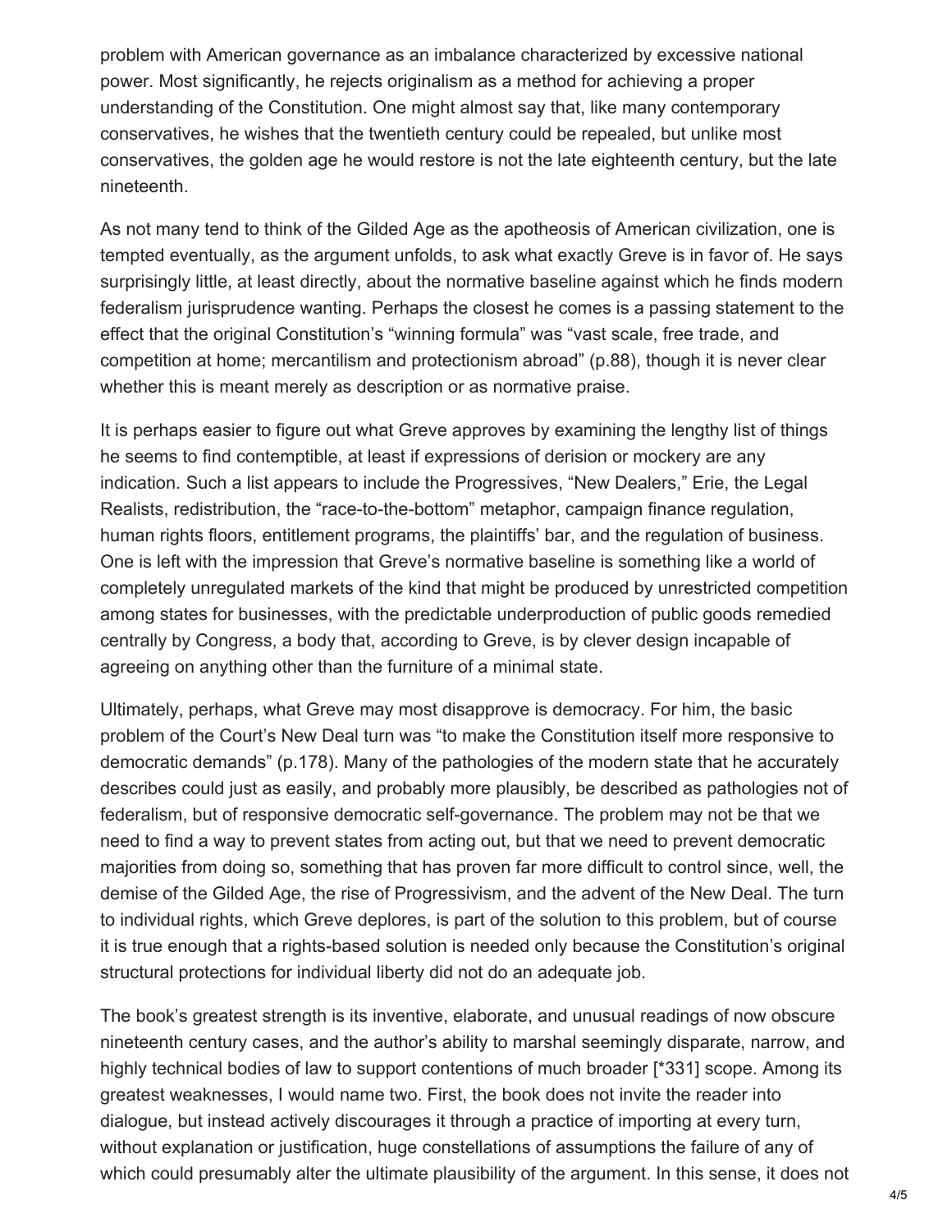problem with American governance as an imbalance characterized by excessive national power. Most significantly, he rejects originalism as a method for achieving a proper understanding of the Constitution. One might almost say that, like many contemporary conservatives, he wishes that the twentieth century could be repealed, but unlike most conservatives, the golden age he would restore is not the late eighteenth century, but the late nineteenth.

As not many tend to think of the Gilded Age as the apotheosis of American civilization, one is tempted eventually, as the argument unfolds, to ask what exactly Greve is in favor of. He says surprisingly little, at least directly, about the normative baseline against which he finds modern federalism jurisprudence wanting. Perhaps the closest he comes is a passing statement to the effect that the original Constitution's "winning formula" was "vast scale, free trade, and competition at home; mercantilism and protectionism abroad" (p.88), though it is never clear whether this is meant merely as description or as normative praise.

It is perhaps easier to figure out what Greve approves by examining the lengthy list of things he seems to find contemptible, at least if expressions of derision or mockery are any indication. Such a list appears to include the Progressives, "New Dealers," Erie, the Legal Realists, redistribution, the "race-to-the-bottom" metaphor, campaign finance regulation, human rights floors, entitlement programs, the plaintiffs' bar, and the regulation of business. One is left with the impression that Greve's normative baseline is something like a world of completely unregulated markets of the kind that might be produced by unrestricted competition among states for businesses, with the predictable underproduction of public goods remedied centrally by Congress, a body that, according to Greve, is by clever design incapable of agreeing on anything other than the furniture of a minimal state.

Ultimately, perhaps, what Greve may most disapprove is democracy. For him, the basic problem of the Court's New Deal turn was "to make the Constitution itself more responsive to democratic demands" (p.178). Many of the pathologies of the modern state that he accurately describes could just as easily, and probably more plausibly, be described as pathologies not of federalism, but of responsive democratic self-governance. The problem may not be that we need to find a way to prevent states from acting out, but that we need to prevent democratic majorities from doing so, something that has proven far more difficult to control since, well, the demise of the Gilded Age, the rise of Progressivism, and the advent of the New Deal. The turn to individual rights, which Greve deplores, is part of the solution to this problem, but of course it is true enough that a rights-based solution is needed only because the Constitution's original structural protections for individual liberty did not do an adequate job.

The book's greatest strength is its inventive, elaborate, and unusual readings of now obscure nineteenth century cases, and the author's ability to marshal seemingly disparate, narrow, and highly technical bodies of law to support contentions of much broader [*331] scope. Among its greatest weaknesses, I would name two. First, the book does not invite the reader into dialogue, but instead actively discourages it through a practice of importing at every turn, without explanation or justification, huge constellations of assumptions the failure of any of which could presumably alter the ultimate plausibility of the argument. In this sense, it does not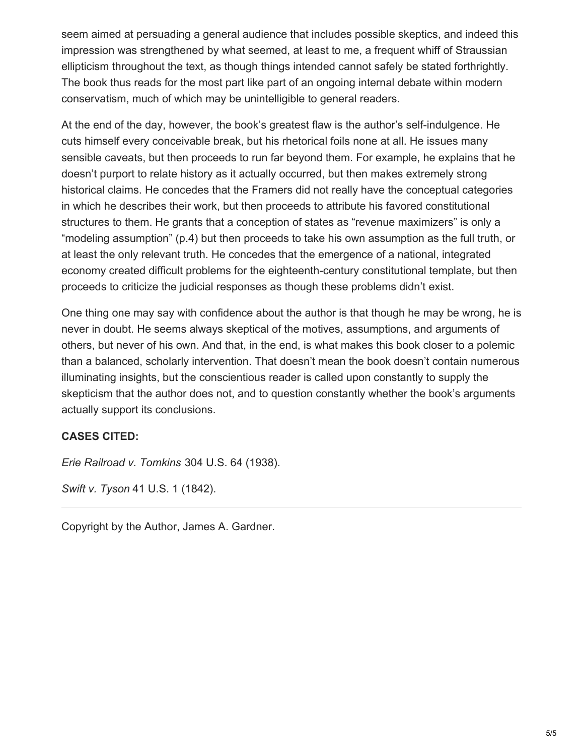seem aimed at persuading a general audience that includes possible skeptics, and indeed this impression was strengthened by what seemed, at least to me, a frequent whiff of Straussian ellipticism throughout the text, as though things intended cannot safely be stated forthrightly. The book thus reads for the most part like part of an ongoing internal debate within modern conservatism, much of which may be unintelligible to general readers.

At the end of the day, however, the book's greatest flaw is the author's self-indulgence. He cuts himself every conceivable break, but his rhetorical foils none at all. He issues many sensible caveats, but then proceeds to run far beyond them. For example, he explains that he doesn't purport to relate history as it actually occurred, but then makes extremely strong historical claims. He concedes that the Framers did not really have the conceptual categories in which he describes their work, but then proceeds to attribute his favored constitutional structures to them. He grants that a conception of states as "revenue maximizers" is only a "modeling assumption" (p.4) but then proceeds to take his own assumption as the full truth, or at least the only relevant truth. He concedes that the emergence of a national, integrated economy created difficult problems for the eighteenth-century constitutional template, but then proceeds to criticize the judicial responses as though these problems didn't exist.

One thing one may say with confidence about the author is that though he may be wrong, he is never in doubt. He seems always skeptical of the motives, assumptions, and arguments of others, but never of his own. And that, in the end, is what makes this book closer to a polemic than a balanced, scholarly intervention. That doesn't mean the book doesn't contain numerous illuminating insights, but the conscientious reader is called upon constantly to supply the skepticism that the author does not, and to question constantly whether the book's arguments actually support its conclusions.

**CASES CITED:**

*Erie Railroad v. Tomkins* 304 U.S. 64 (1938).

*Swift v. Tyson* 41 U.S. 1 (1842).

---

Copyright by the Author, James A. Gardner.